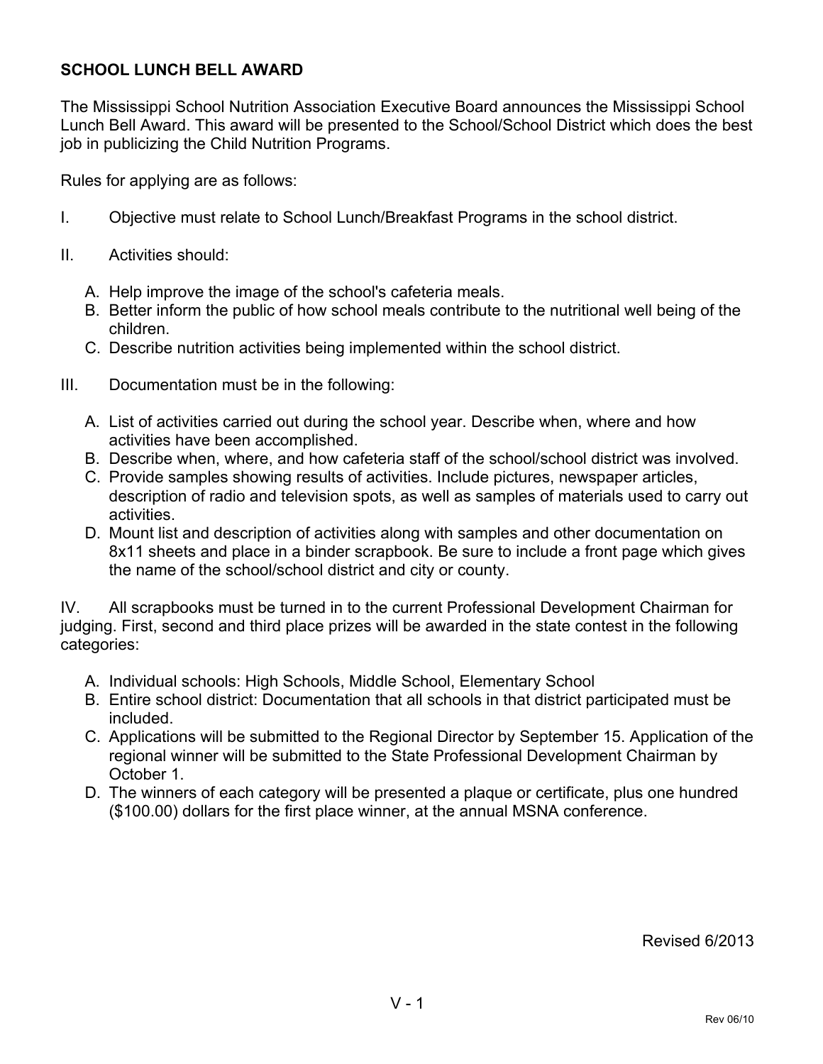## SCHOOL LUNCH BELL AWARD

The Mississippi School Nutrition Association Executive Board announces the Mississippi School Lunch Bell Award. This award will be presented to the School/School District which does the best job in publicizing the Child Nutrition Programs.

Rules for applying are as follows:

I. Objective must relate to School Lunch/Breakfast Programs in the school district.

II. Activities should:

A. Help improve the image of the school's cafeteria meals.
B. Better inform the public of how school meals contribute to the nutritional well being of the children.
C. Describe nutrition activities being implemented within the school district.

III. Documentation must be in the following:

A. List of activities carried out during the school year. Describe when, where and how activities have been accomplished.
B. Describe when, where, and how cafeteria staff of the school/school district was involved.
C. Provide samples showing results of activities. Include pictures, newspaper articles, description of radio and television spots, as well as samples of materials used to carry out activities.
D. Mount list and description of activities along with samples and other documentation on 8x11 sheets and place in a binder scrapbook. Be sure to include a front page which gives the name of the school/school district and city or county.

IV. All scrapbooks must be turned in to the current Professional Development Chairman for judging. First, second and third place prizes will be awarded in the state contest in the following categories:

A. Individual schools: High Schools, Middle School, Elementary School
B. Entire school district: Documentation that all schools in that district participated must be included.
C. Applications will be submitted to the Regional Director by September 15. Application of the regional winner will be submitted to the State Professional Development Chairman by October 1.
D. The winners of each category will be presented a plaque or certificate, plus one hundred ($100.00) dollars for the first place winner, at the annual MSNA conference.

Revised 6/2013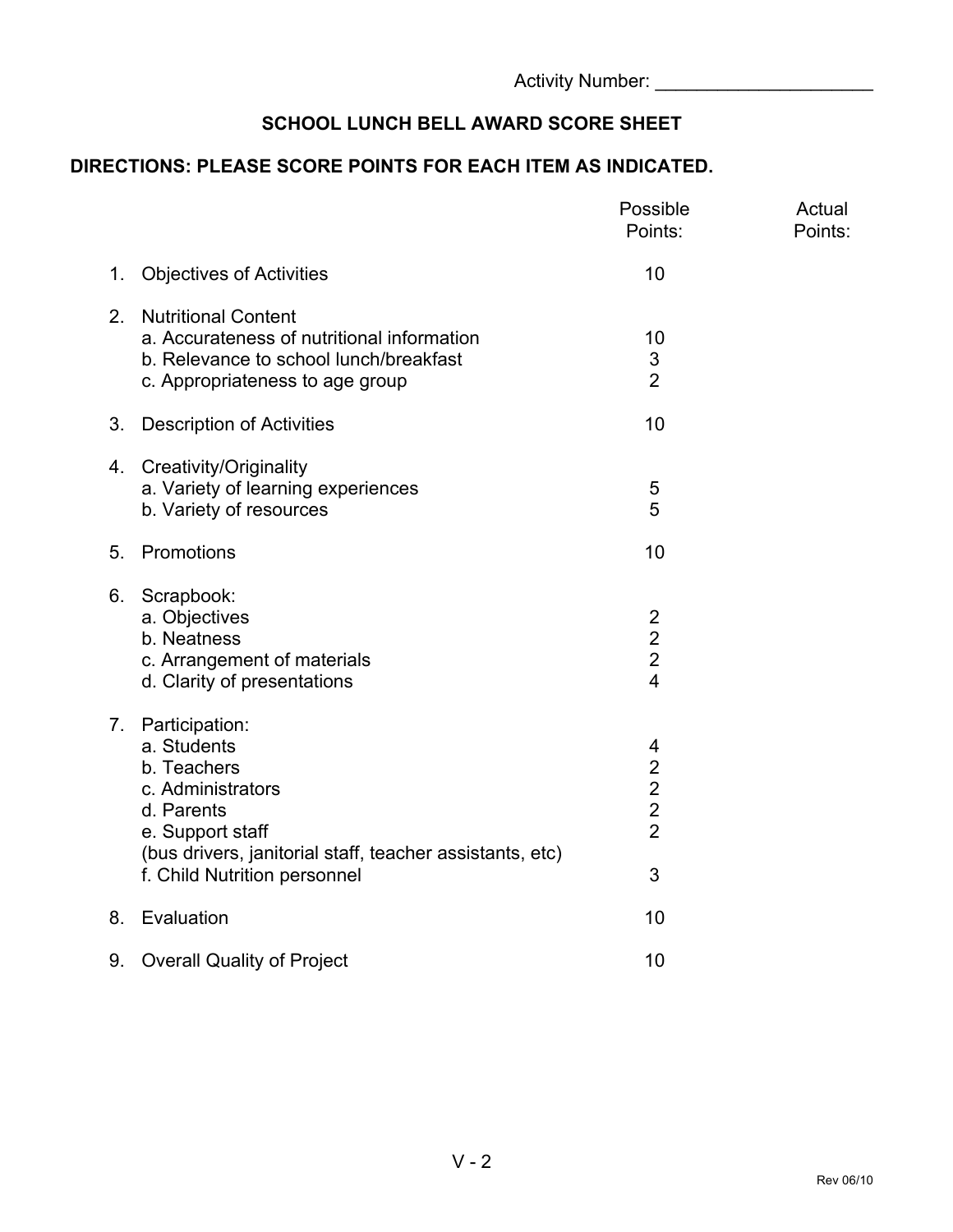Activity Number: ____________________

## SCHOOL LUNCH BELL AWARD SCORE SHEET

**DIRECTIONS: PLEASE SCORE POINTS FOR EACH ITEM AS INDICATED.**

| | Possible Points: | Actual Points: |
|---|---|---|
| 1. Objectives of Activities | 10 | |
| 2. Nutritional Content | | |
| a. Accurateness of nutritional information | 10 | |
| b. Relevance to school lunch/breakfast | 3 | |
| c. Appropriateness to age group | 2 | |
| 3. Description of Activities | 10 | |
| 4. Creativity/Originality | | |
| a. Variety of learning experiences | 5 | |
| b. Variety of resources | 5 | |
| 5. Promotions | 10 | |
| 6. Scrapbook: | | |
| a. Objectives | 2 | |
| b. Neatness | 2 | |
| c. Arrangement of materials | 2 | |
| d. Clarity of presentations | 4 | |
| 7. Participation: | | |
| a. Students | 4 | |
| b. Teachers | 2 | |
| c. Administrators | 2 | |
| d. Parents | 2 | |
| e. Support staff (bus drivers, janitorial staff, teacher assistants, etc) | 2 | |
| f. Child Nutrition personnel | 3 | |
| 8. Evaluation | 10 | |
| 9. Overall Quality of Project | 10 | |

Rev 06/10